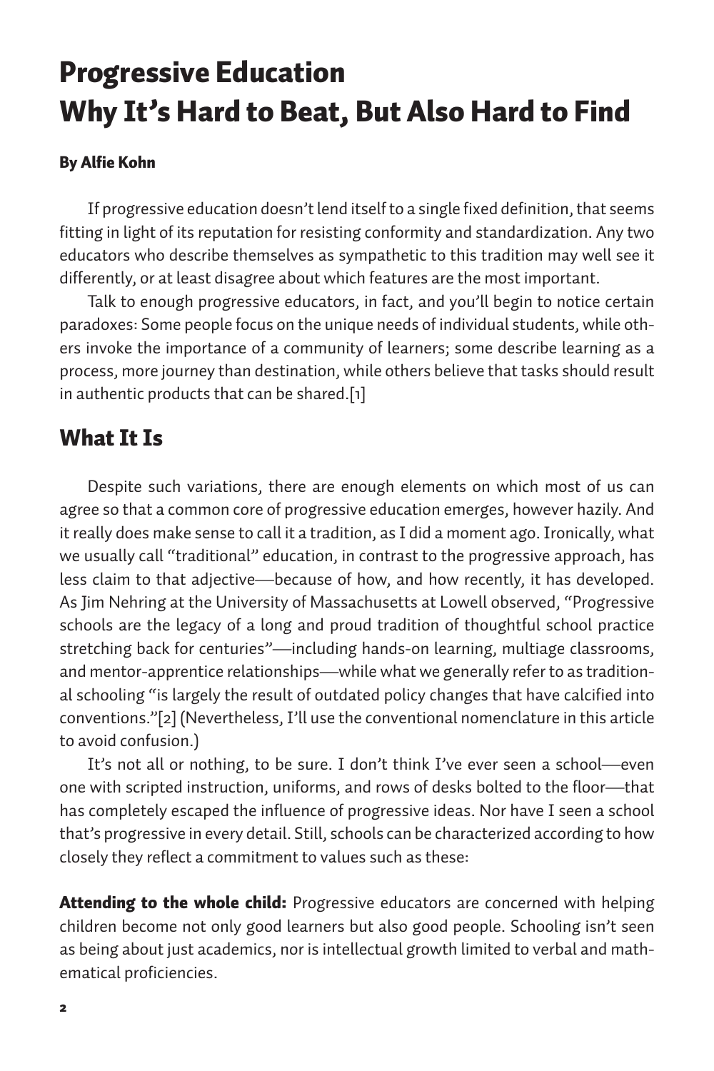# Progressive Education
# Why It's Hard to Beat, But Also Hard to Find

**By Alfie Kohn**

If progressive education doesn't lend itself to a single fixed definition, that seems fitting in light of its reputation for resisting conformity and standardization. Any two educators who describe themselves as sympathetic to this tradition may well see it differently, or at least disagree about which features are the most important.

Talk to enough progressive educators, in fact, and you'll begin to notice certain paradoxes: Some people focus on the unique needs of individual students, while others invoke the importance of a community of learners; some describe learning as a process, more journey than destination, while others believe that tasks should result in authentic products that can be shared.[1]

## What It Is

Despite such variations, there are enough elements on which most of us can agree so that a common core of progressive education emerges, however hazily. And it really does make sense to call it a tradition, as I did a moment ago. Ironically, what we usually call "traditional" education, in contrast to the progressive approach, has less claim to that adjective—because of how, and how recently, it has developed. As Jim Nehring at the University of Massachusetts at Lowell observed, "Progressive schools are the legacy of a long and proud tradition of thoughtful school practice stretching back for centuries"—including hands-on learning, multiage classrooms, and mentor-apprentice relationships—while what we generally refer to as traditional schooling "is largely the result of outdated policy changes that have calcified into conventions."[2] (Nevertheless, I'll use the conventional nomenclature in this article to avoid confusion.)

It's not all or nothing, to be sure. I don't think I've ever seen a school—even one with scripted instruction, uniforms, and rows of desks bolted to the floor—that has completely escaped the influence of progressive ideas. Nor have I seen a school that's progressive in every detail. Still, schools can be characterized according to how closely they reflect a commitment to values such as these:

**Attending to the whole child:** Progressive educators are concerned with helping children become not only good learners but also good people. Schooling isn't seen as being about just academics, nor is intellectual growth limited to verbal and mathematical proficiencies.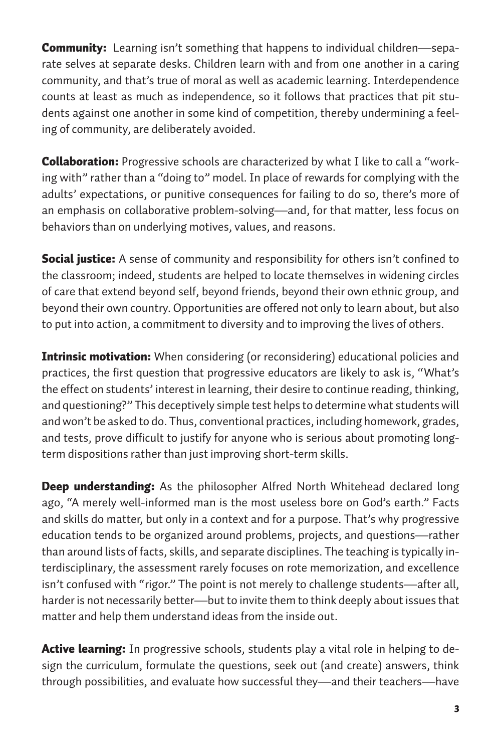**Community:** Learning isn't something that happens to individual children—separate selves at separate desks. Children learn with and from one another in a caring community, and that's true of moral as well as academic learning. Interdependence counts at least as much as independence, so it follows that practices that pit students against one another in some kind of competition, thereby undermining a feeling of community, are deliberately avoided.

**Collaboration:** Progressive schools are characterized by what I like to call a "working with" rather than a "doing to" model. In place of rewards for complying with the adults' expectations, or punitive consequences for failing to do so, there's more of an emphasis on collaborative problem-solving—and, for that matter, less focus on behaviors than on underlying motives, values, and reasons.

**Social justice:** A sense of community and responsibility for others isn't confined to the classroom; indeed, students are helped to locate themselves in widening circles of care that extend beyond self, beyond friends, beyond their own ethnic group, and beyond their own country. Opportunities are offered not only to learn about, but also to put into action, a commitment to diversity and to improving the lives of others.

**Intrinsic motivation:** When considering (or reconsidering) educational policies and practices, the first question that progressive educators are likely to ask is, "What's the effect on students' interest in learning, their desire to continue reading, thinking, and questioning?" This deceptively simple test helps to determine what students will and won't be asked to do. Thus, conventional practices, including homework, grades, and tests, prove difficult to justify for anyone who is serious about promoting long-term dispositions rather than just improving short-term skills.

**Deep understanding:** As the philosopher Alfred North Whitehead declared long ago, "A merely well-informed man is the most useless bore on God's earth." Facts and skills do matter, but only in a context and for a purpose. That's why progressive education tends to be organized around problems, projects, and questions—rather than around lists of facts, skills, and separate disciplines. The teaching is typically interdisciplinary, the assessment rarely focuses on rote memorization, and excellence isn't confused with "rigor." The point is not merely to challenge students—after all, harder is not necessarily better—but to invite them to think deeply about issues that matter and help them understand ideas from the inside out.

**Active learning:** In progressive schools, students play a vital role in helping to design the curriculum, formulate the questions, seek out (and create) answers, think through possibilities, and evaluate how successful they—and their teachers—have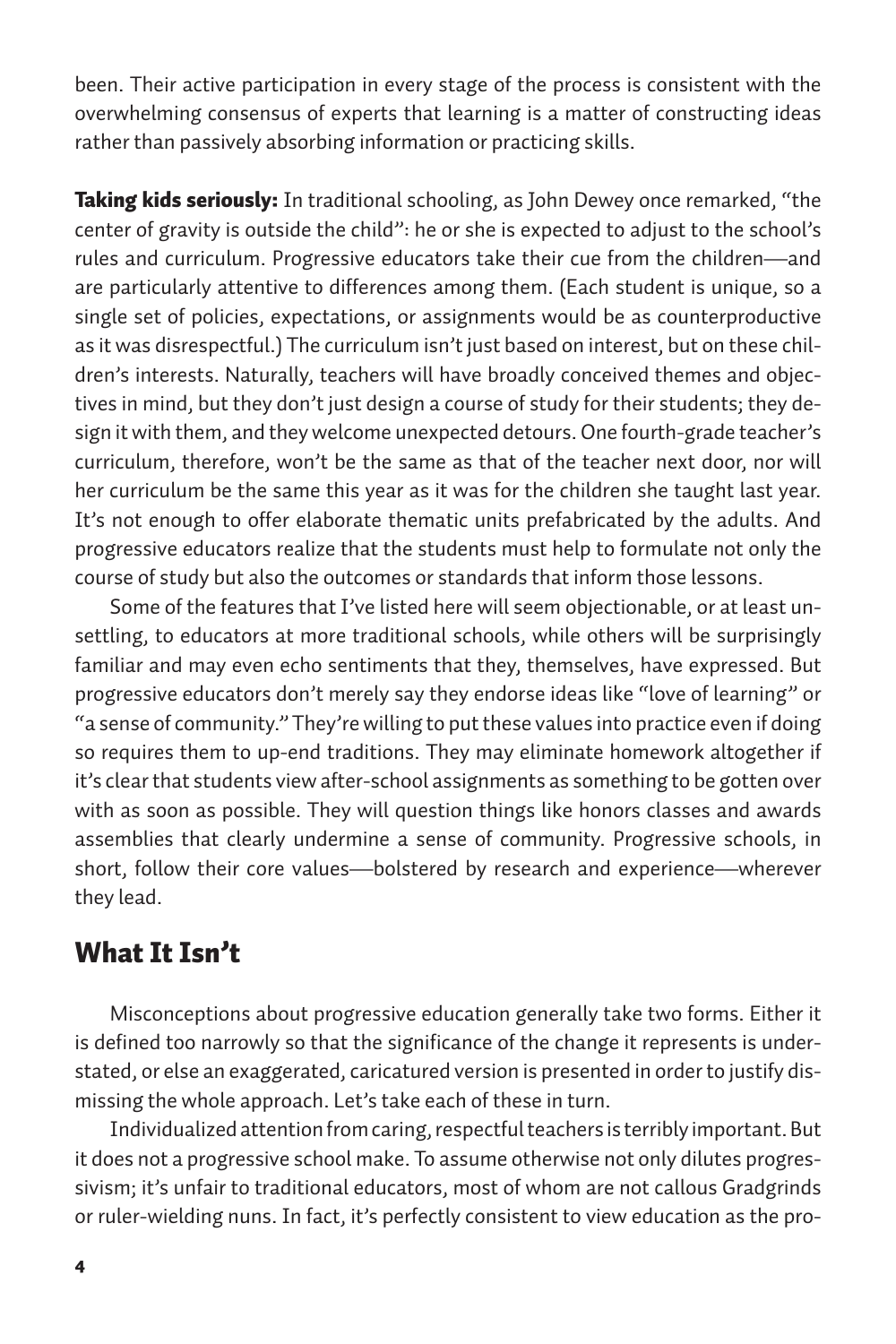been. Their active participation in every stage of the process is consistent with the overwhelming consensus of experts that learning is a matter of constructing ideas rather than passively absorbing information or practicing skills.

**Taking kids seriously:** In traditional schooling, as John Dewey once remarked, "the center of gravity is outside the child": he or she is expected to adjust to the school's rules and curriculum. Progressive educators take their cue from the children—and are particularly attentive to differences among them. (Each student is unique, so a single set of policies, expectations, or assignments would be as counterproductive as it was disrespectful.) The curriculum isn't just based on interest, but on these children's interests. Naturally, teachers will have broadly conceived themes and objectives in mind, but they don't just design a course of study for their students; they design it with them, and they welcome unexpected detours. One fourth-grade teacher's curriculum, therefore, won't be the same as that of the teacher next door, nor will her curriculum be the same this year as it was for the children she taught last year. It's not enough to offer elaborate thematic units prefabricated by the adults. And progressive educators realize that the students must help to formulate not only the course of study but also the outcomes or standards that inform those lessons.

Some of the features that I've listed here will seem objectionable, or at least unsettling, to educators at more traditional schools, while others will be surprisingly familiar and may even echo sentiments that they, themselves, have expressed. But progressive educators don't merely say they endorse ideas like "love of learning" or "a sense of community." They're willing to put these values into practice even if doing so requires them to up-end traditions. They may eliminate homework altogether if it's clear that students view after-school assignments as something to be gotten over with as soon as possible. They will question things like honors classes and awards assemblies that clearly undermine a sense of community. Progressive schools, in short, follow their core values—bolstered by research and experience—wherever they lead.

## What It Isn't

Misconceptions about progressive education generally take two forms. Either it is defined too narrowly so that the significance of the change it represents is understated, or else an exaggerated, caricatured version is presented in order to justify dismissing the whole approach. Let's take each of these in turn.

Individualized attention from caring, respectful teachers is terribly important. But it does not a progressive school make. To assume otherwise not only dilutes progressivism; it's unfair to traditional educators, most of whom are not callous Gradgrinds or ruler-wielding nuns. In fact, it's perfectly consistent to view education as the pro-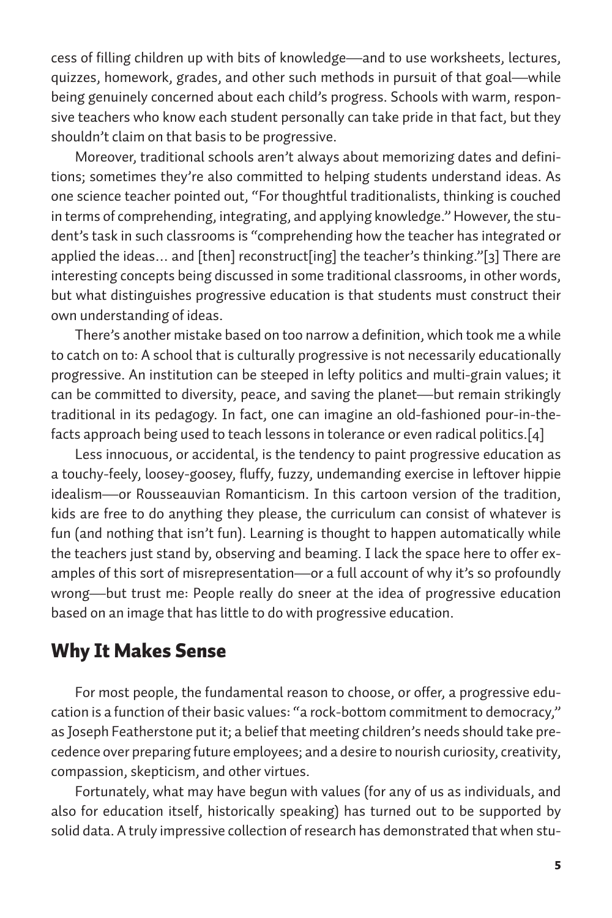cess of filling children up with bits of knowledge—and to use worksheets, lectures, quizzes, homework, grades, and other such methods in pursuit of that goal—while being genuinely concerned about each child's progress. Schools with warm, responsive teachers who know each student personally can take pride in that fact, but they shouldn't claim on that basis to be progressive.

Moreover, traditional schools aren't always about memorizing dates and definitions; sometimes they're also committed to helping students understand ideas. As one science teacher pointed out, "For thoughtful traditionalists, thinking is couched in terms of comprehending, integrating, and applying knowledge." However, the student's task in such classrooms is "comprehending how the teacher has integrated or applied the ideas… and [then] reconstruct[ing] the teacher's thinking."[3] There are interesting concepts being discussed in some traditional classrooms, in other words, but what distinguishes progressive education is that students must construct their own understanding of ideas.

There's another mistake based on too narrow a definition, which took me a while to catch on to: A school that is culturally progressive is not necessarily educationally progressive. An institution can be steeped in lefty politics and multi-grain values; it can be committed to diversity, peace, and saving the planet—but remain strikingly traditional in its pedagogy. In fact, one can imagine an old-fashioned pour-in-the-facts approach being used to teach lessons in tolerance or even radical politics.[4]

Less innocuous, or accidental, is the tendency to paint progressive education as a touchy-feely, loosey-goosey, fluffy, fuzzy, undemanding exercise in leftover hippie idealism—or Rousseauvian Romanticism. In this cartoon version of the tradition, kids are free to do anything they please, the curriculum can consist of whatever is fun (and nothing that isn't fun). Learning is thought to happen automatically while the teachers just stand by, observing and beaming. I lack the space here to offer examples of this sort of misrepresentation—or a full account of why it's so profoundly wrong—but trust me: People really do sneer at the idea of progressive education based on an image that has little to do with progressive education.

## Why It Makes Sense

For most people, the fundamental reason to choose, or offer, a progressive education is a function of their basic values: "a rock-bottom commitment to democracy," as Joseph Featherstone put it; a belief that meeting children's needs should take precedence over preparing future employees; and a desire to nourish curiosity, creativity, compassion, skepticism, and other virtues.

Fortunately, what may have begun with values (for any of us as individuals, and also for education itself, historically speaking) has turned out to be supported by solid data. A truly impressive collection of research has demonstrated that when stu-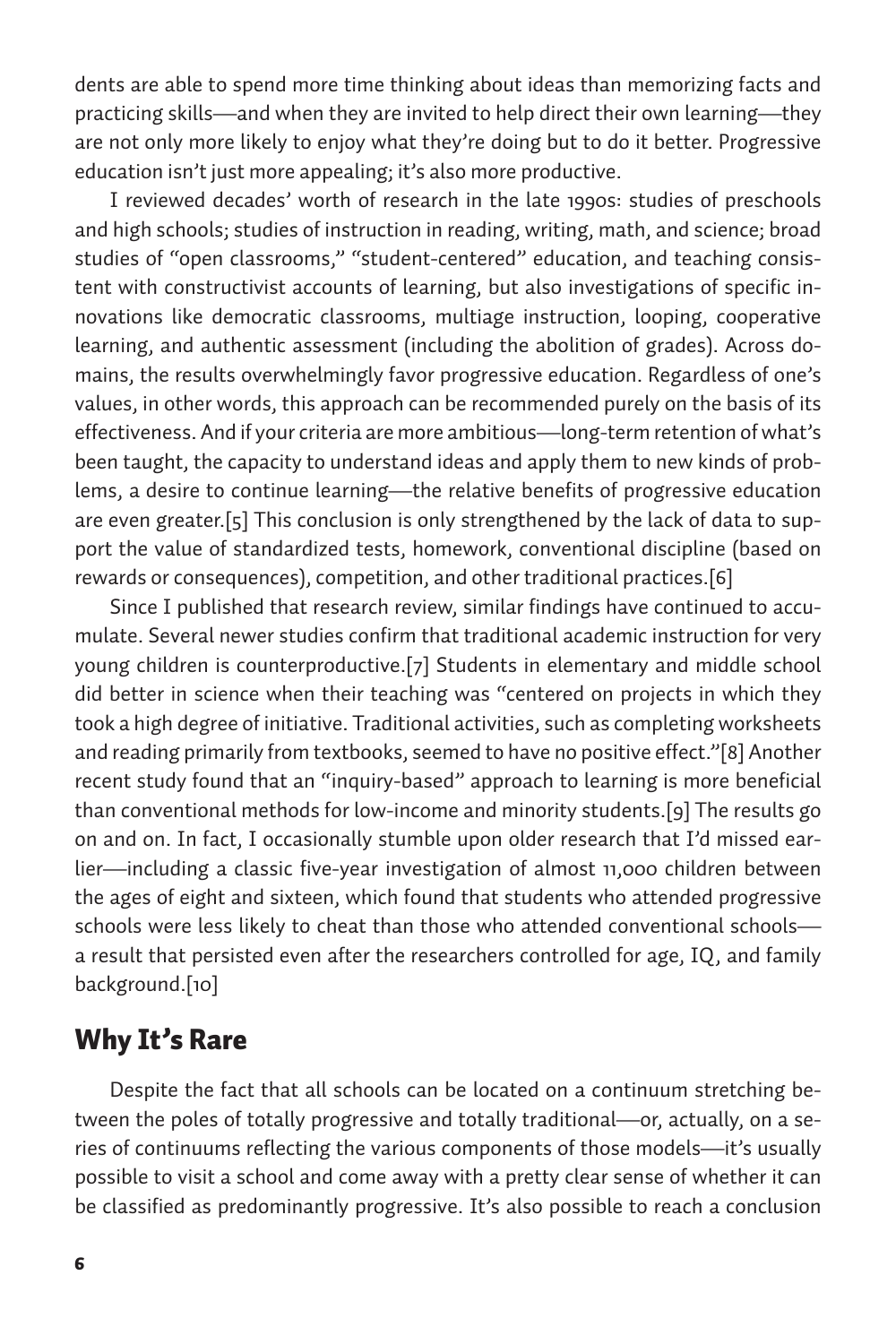dents are able to spend more time thinking about ideas than memorizing facts and practicing skills—and when they are invited to help direct their own learning—they are not only more likely to enjoy what they're doing but to do it better. Progressive education isn't just more appealing; it's also more productive.

I reviewed decades' worth of research in the late 1990s: studies of preschools and high schools; studies of instruction in reading, writing, math, and science; broad studies of "open classrooms," "student-centered" education, and teaching consistent with constructivist accounts of learning, but also investigations of specific innovations like democratic classrooms, multiage instruction, looping, cooperative learning, and authentic assessment (including the abolition of grades). Across domains, the results overwhelmingly favor progressive education. Regardless of one's values, in other words, this approach can be recommended purely on the basis of its effectiveness. And if your criteria are more ambitious—long-term retention of what's been taught, the capacity to understand ideas and apply them to new kinds of problems, a desire to continue learning—the relative benefits of progressive education are even greater.[5] This conclusion is only strengthened by the lack of data to support the value of standardized tests, homework, conventional discipline (based on rewards or consequences), competition, and other traditional practices.[6]

Since I published that research review, similar findings have continued to accumulate. Several newer studies confirm that traditional academic instruction for very young children is counterproductive.[7] Students in elementary and middle school did better in science when their teaching was "centered on projects in which they took a high degree of initiative. Traditional activities, such as completing worksheets and reading primarily from textbooks, seemed to have no positive effect."[8] Another recent study found that an "inquiry-based" approach to learning is more beneficial than conventional methods for low-income and minority students.[9] The results go on and on. In fact, I occasionally stumble upon older research that I'd missed earlier—including a classic five-year investigation of almost 11,000 children between the ages of eight and sixteen, which found that students who attended progressive schools were less likely to cheat than those who attended conventional schools—a result that persisted even after the researchers controlled for age, IQ, and family background.[10]

## Why It's Rare

Despite the fact that all schools can be located on a continuum stretching between the poles of totally progressive and totally traditional—or, actually, on a series of continuums reflecting the various components of those models—it's usually possible to visit a school and come away with a pretty clear sense of whether it can be classified as predominantly progressive. It's also possible to reach a conclusion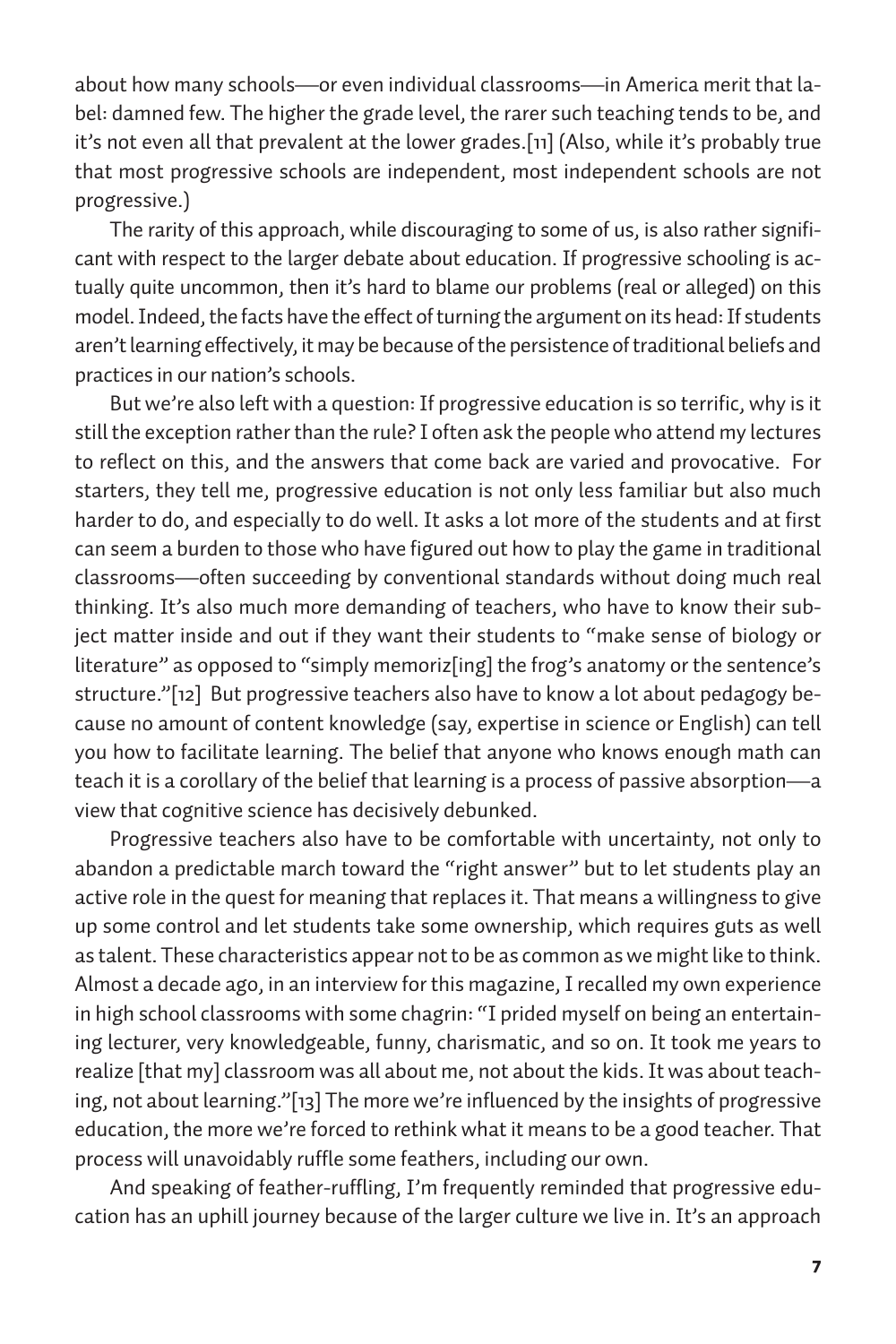about how many schools—or even individual classrooms—in America merit that label: damned few. The higher the grade level, the rarer such teaching tends to be, and it's not even all that prevalent at the lower grades.[11] (Also, while it's probably true that most progressive schools are independent, most independent schools are not progressive.)

The rarity of this approach, while discouraging to some of us, is also rather significant with respect to the larger debate about education. If progressive schooling is actually quite uncommon, then it's hard to blame our problems (real or alleged) on this model. Indeed, the facts have the effect of turning the argument on its head: If students aren't learning effectively, it may be because of the persistence of traditional beliefs and practices in our nation's schools.

But we're also left with a question: If progressive education is so terrific, why is it still the exception rather than the rule? I often ask the people who attend my lectures to reflect on this, and the answers that come back are varied and provocative. For starters, they tell me, progressive education is not only less familiar but also much harder to do, and especially to do well. It asks a lot more of the students and at first can seem a burden to those who have figured out how to play the game in traditional classrooms—often succeeding by conventional standards without doing much real thinking. It's also much more demanding of teachers, who have to know their subject matter inside and out if they want their students to "make sense of biology or literature" as opposed to "simply memoriz[ing] the frog's anatomy or the sentence's structure."[12] But progressive teachers also have to know a lot about pedagogy because no amount of content knowledge (say, expertise in science or English) can tell you how to facilitate learning. The belief that anyone who knows enough math can teach it is a corollary of the belief that learning is a process of passive absorption—a view that cognitive science has decisively debunked.

Progressive teachers also have to be comfortable with uncertainty, not only to abandon a predictable march toward the "right answer" but to let students play an active role in the quest for meaning that replaces it. That means a willingness to give up some control and let students take some ownership, which requires guts as well as talent. These characteristics appear not to be as common as we might like to think. Almost a decade ago, in an interview for this magazine, I recalled my own experience in high school classrooms with some chagrin: "I prided myself on being an entertaining lecturer, very knowledgeable, funny, charismatic, and so on. It took me years to realize [that my] classroom was all about me, not about the kids. It was about teaching, not about learning."[13] The more we're influenced by the insights of progressive education, the more we're forced to rethink what it means to be a good teacher. That process will unavoidably ruffle some feathers, including our own.

And speaking of feather-ruffling, I'm frequently reminded that progressive education has an uphill journey because of the larger culture we live in. It's an approach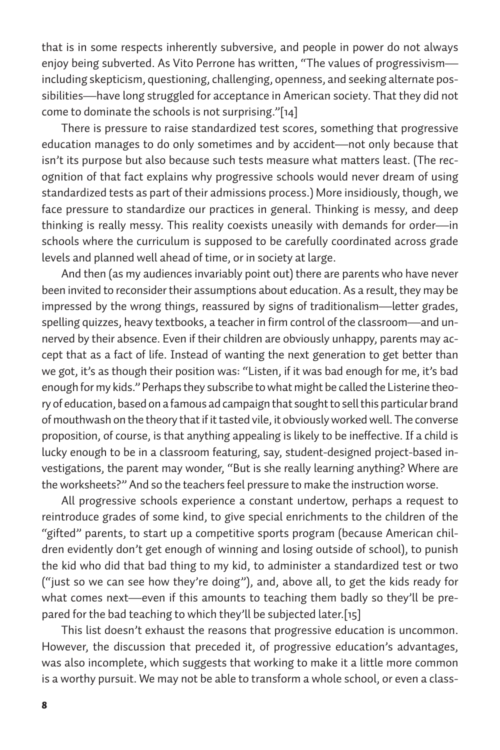that is in some respects inherently subversive, and people in power do not always enjoy being subverted. As Vito Perrone has written, "The values of progressivism—including skepticism, questioning, challenging, openness, and seeking alternate possibilities—have long struggled for acceptance in American society. That they did not come to dominate the schools is not surprising."[14]

There is pressure to raise standardized test scores, something that progressive education manages to do only sometimes and by accident—not only because that isn't its purpose but also because such tests measure what matters least. (The recognition of that fact explains why progressive schools would never dream of using standardized tests as part of their admissions process.) More insidiously, though, we face pressure to standardize our practices in general. Thinking is messy, and deep thinking is really messy. This reality coexists uneasily with demands for order—in schools where the curriculum is supposed to be carefully coordinated across grade levels and planned well ahead of time, or in society at large.

And then (as my audiences invariably point out) there are parents who have never been invited to reconsider their assumptions about education. As a result, they may be impressed by the wrong things, reassured by signs of traditionalism—letter grades, spelling quizzes, heavy textbooks, a teacher in firm control of the classroom—and unnerved by their absence. Even if their children are obviously unhappy, parents may accept that as a fact of life. Instead of wanting the next generation to get better than we got, it's as though their position was: "Listen, if it was bad enough for me, it's bad enough for my kids." Perhaps they subscribe to what might be called the Listerine theory of education, based on a famous ad campaign that sought to sell this particular brand of mouthwash on the theory that if it tasted vile, it obviously worked well. The converse proposition, of course, is that anything appealing is likely to be ineffective. If a child is lucky enough to be in a classroom featuring, say, student-designed project-based investigations, the parent may wonder, "But is she really learning anything? Where are the worksheets?" And so the teachers feel pressure to make the instruction worse.

All progressive schools experience a constant undertow, perhaps a request to reintroduce grades of some kind, to give special enrichments to the children of the "gifted" parents, to start up a competitive sports program (because American children evidently don't get enough of winning and losing outside of school), to punish the kid who did that bad thing to my kid, to administer a standardized test or two ("just so we can see how they're doing"), and, above all, to get the kids ready for what comes next—even if this amounts to teaching them badly so they'll be prepared for the bad teaching to which they'll be subjected later.[15]

This list doesn't exhaust the reasons that progressive education is uncommon. However, the discussion that preceded it, of progressive education's advantages, was also incomplete, which suggests that working to make it a little more common is a worthy pursuit. We may not be able to transform a whole school, or even a class-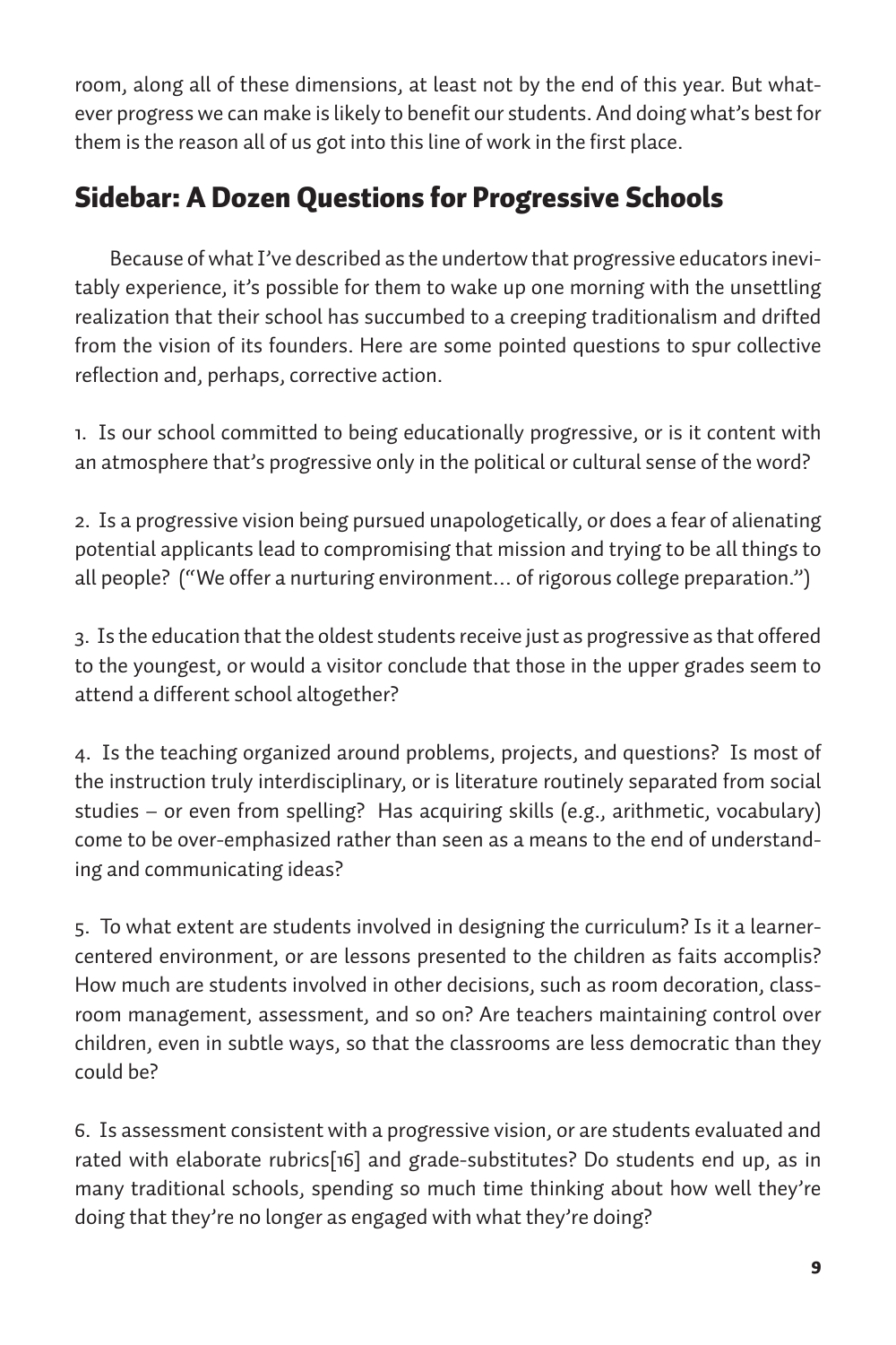room, along all of these dimensions, at least not by the end of this year. But whatever progress we can make is likely to benefit our students. And doing what's best for them is the reason all of us got into this line of work in the first place.

## Sidebar: A Dozen Questions for Progressive Schools

Because of what I've described as the undertow that progressive educators inevitably experience, it's possible for them to wake up one morning with the unsettling realization that their school has succumbed to a creeping traditionalism and drifted from the vision of its founders. Here are some pointed questions to spur collective reflection and, perhaps, corrective action.

1. Is our school committed to being educationally progressive, or is it content with an atmosphere that's progressive only in the political or cultural sense of the word?

2. Is a progressive vision being pursued unapologetically, or does a fear of alienating potential applicants lead to compromising that mission and trying to be all things to all people? ("We offer a nurturing environment… of rigorous college preparation.")

3. Is the education that the oldest students receive just as progressive as that offered to the youngest, or would a visitor conclude that those in the upper grades seem to attend a different school altogether?

4. Is the teaching organized around problems, projects, and questions? Is most of the instruction truly interdisciplinary, or is literature routinely separated from social studies – or even from spelling? Has acquiring skills (e.g., arithmetic, vocabulary) come to be over-emphasized rather than seen as a means to the end of understanding and communicating ideas?

5. To what extent are students involved in designing the curriculum? Is it a learner-centered environment, or are lessons presented to the children as faits accomplis? How much are students involved in other decisions, such as room decoration, classroom management, assessment, and so on? Are teachers maintaining control over children, even in subtle ways, so that the classrooms are less democratic than they could be?

6. Is assessment consistent with a progressive vision, or are students evaluated and rated with elaborate rubrics[16] and grade-substitutes? Do students end up, as in many traditional schools, spending so much time thinking about how well they're doing that they're no longer as engaged with what they're doing?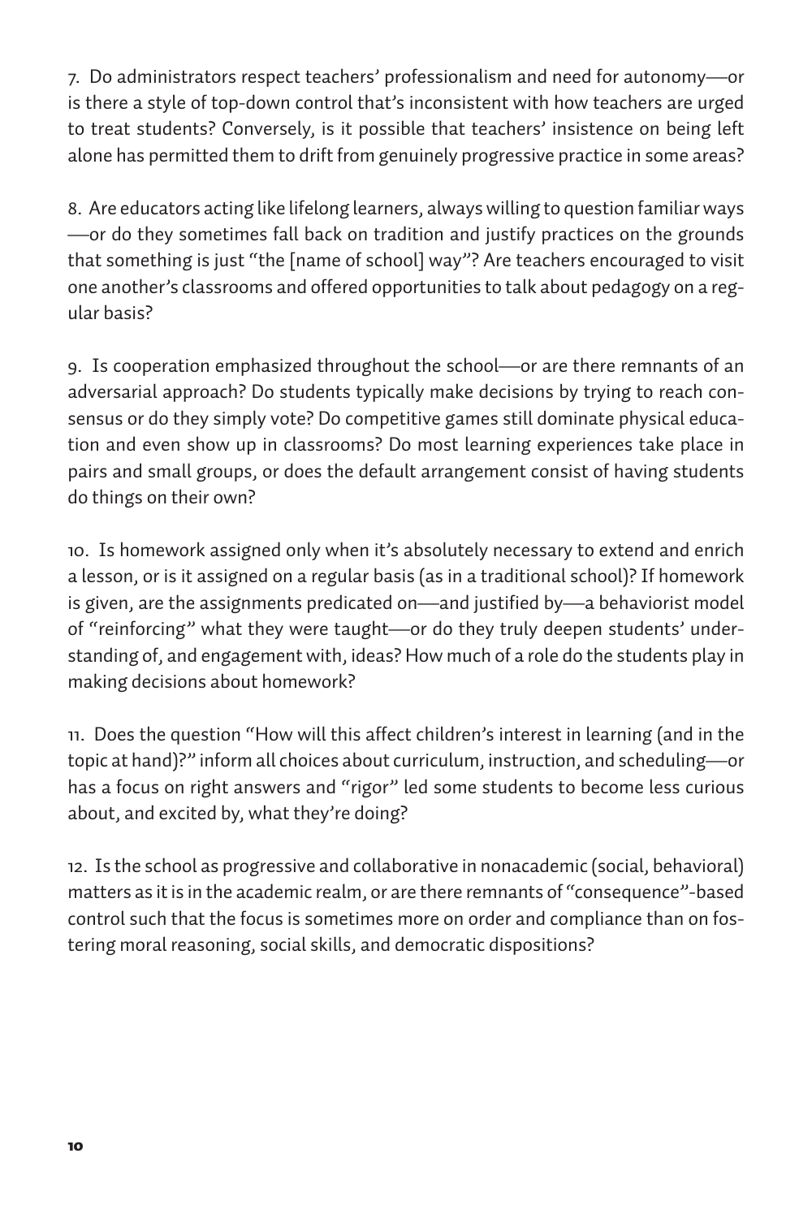7. Do administrators respect teachers' professionalism and need for autonomy—or is there a style of top-down control that's inconsistent with how teachers are urged to treat students? Conversely, is it possible that teachers' insistence on being left alone has permitted them to drift from genuinely progressive practice in some areas?

8. Are educators acting like lifelong learners, always willing to question familiar ways—or do they sometimes fall back on tradition and justify practices on the grounds that something is just "the [name of school] way"? Are teachers encouraged to visit one another's classrooms and offered opportunities to talk about pedagogy on a regular basis?

9. Is cooperation emphasized throughout the school—or are there remnants of an adversarial approach? Do students typically make decisions by trying to reach consensus or do they simply vote? Do competitive games still dominate physical education and even show up in classrooms? Do most learning experiences take place in pairs and small groups, or does the default arrangement consist of having students do things on their own?

10. Is homework assigned only when it's absolutely necessary to extend and enrich a lesson, or is it assigned on a regular basis (as in a traditional school)? If homework is given, are the assignments predicated on—and justified by—a behaviorist model of "reinforcing" what they were taught—or do they truly deepen students' understanding of, and engagement with, ideas? How much of a role do the students play in making decisions about homework?

11. Does the question "How will this affect children's interest in learning (and in the topic at hand)?" inform all choices about curriculum, instruction, and scheduling—or has a focus on right answers and "rigor" led some students to become less curious about, and excited by, what they're doing?

12. Is the school as progressive and collaborative in nonacademic (social, behavioral) matters as it is in the academic realm, or are there remnants of "consequence"-based control such that the focus is sometimes more on order and compliance than on fostering moral reasoning, social skills, and democratic dispositions?